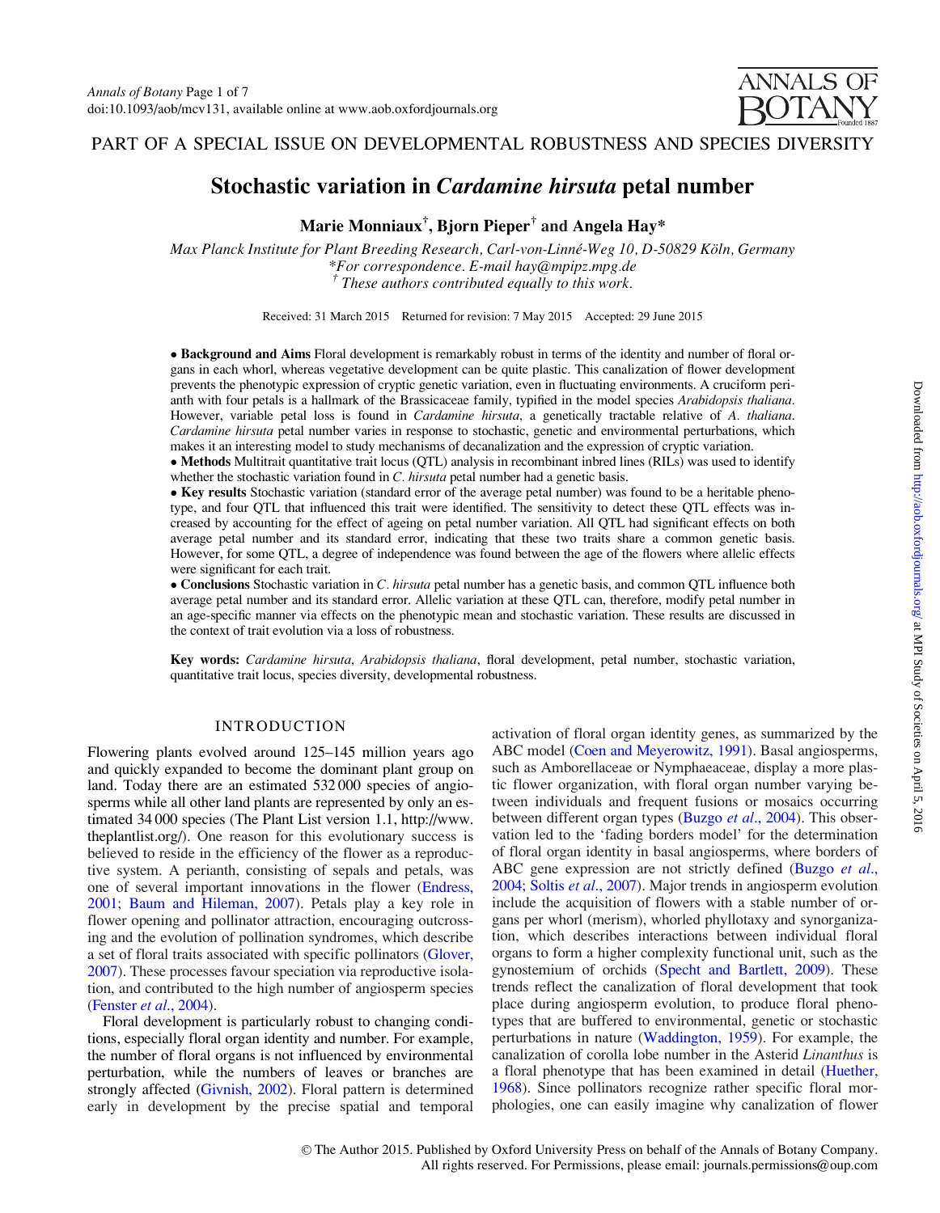PART OF A SPECIAL ISSUE ON DEVELOPMENTAL ROBUSTNESS AND SPECIES DIVERSITY

# Stochastic variation in *Cardamine hirsuta* petal number

**Marie Monniaux[†], Bjorn Pieper[†] and Angela Hay***

*Max Planck Institute for Plant Breeding Research, Carl-von-Linné-Weg 10, D-50829 Köln, Germany*
**For correspondence. E-mail hay@mpipz.mpg.de*
*[†] These authors contributed equally to this work.*

Received: 31 March 2015 Returned for revision: 7 May 2015 Accepted: 29 June 2015

- **Background and Aims** Floral development is remarkably robust in terms of the identity and number of floral organs in each whorl, whereas vegetative development can be quite plastic. This canalization of flower development prevents the phenotypic expression of cryptic genetic variation, even in fluctuating environments. A cruciform perianth with four petals is a hallmark of the Brassicaceae family, typified in the model species *Arabidopsis thaliana*. However, variable petal loss is found in *Cardamine hirsuta*, a genetically tractable relative of *A. thaliana*. *Cardamine hirsuta* petal number varies in response to stochastic, genetic and environmental perturbations, which makes it an interesting model to study mechanisms of decanalization and the expression of cryptic variation.
- **Methods** Multitrait quantitative trait locus (QTL) analysis in recombinant inbred lines (RILs) was used to identify whether the stochastic variation found in *C. hirsuta* petal number had a genetic basis.
- **Key results** Stochastic variation (standard error of the average petal number) was found to be a heritable phenotype, and four QTL that influenced this trait were identified. The sensitivity to detect these QTL effects was increased by accounting for the effect of ageing on petal number variation. All QTL had significant effects on both average petal number and its standard error, indicating that these two traits share a common genetic basis. However, for some QTL, a degree of independence was found between the age of the flowers where allelic effects were significant for each trait.
- **Conclusions** Stochastic variation in *C. hirsuta* petal number has a genetic basis, and common QTL influence both average petal number and its standard error. Allelic variation at these QTL can, therefore, modify petal number in an age-specific manner via effects on the phenotypic mean and stochastic variation. These results are discussed in the context of trait evolution via a loss of robustness.

**Key words:** *Cardamine hirsuta*, *Arabidopsis thaliana*, floral development, petal number, stochastic variation, quantitative trait locus, species diversity, developmental robustness.

## INTRODUCTION

Flowering plants evolved around 125–145 million years ago and quickly expanded to become the dominant plant group on land. Today there are an estimated 532 000 species of angiosperms while all other land plants are represented by only an estimated 34 000 species (The Plant List version 1.1, http://www.theplantlist.org/). One reason for this evolutionary success is believed to reside in the efficiency of the flower as a reproductive system. A perianth, consisting of sepals and petals, was one of several important innovations in the flower (Endress, 2001; Baum and Hileman, 2007). Petals play a key role in flower opening and pollinator attraction, encouraging outcrossing and the evolution of pollination syndromes, which describe a set of floral traits associated with specific pollinators (Glover, 2007). These processes favour speciation via reproductive isolation, and contributed to the high number of angiosperm species (Fenster *et al*., 2004).

Floral development is particularly robust to changing conditions, especially floral organ identity and number. For example, the number of floral organs is not influenced by environmental perturbation, while the numbers of leaves or branches are strongly affected (Givnish, 2002). Floral pattern is determined early in development by the precise spatial and temporal activation of floral organ identity genes, as summarized by the ABC model (Coen and Meyerowitz, 1991). Basal angiosperms, such as Amborellaceae or Nymphaeaceae, display a more plastic flower organization, with floral organ number varying between individuals and frequent fusions or mosaics occurring between different organ types (Buzgo *et al*., 2004). This observation led to the 'fading borders model' for the determination of floral organ identity in basal angiosperms, where borders of ABC gene expression are not strictly defined (Buzgo *et al*., 2004; Soltis *et al*., 2007). Major trends in angiosperm evolution include the acquisition of flowers with a stable number of organs per whorl (merism), whorled phyllotaxy and synorganization, which describes interactions between individual floral organs to form a higher complexity functional unit, such as the gynostemium of orchids (Specht and Bartlett, 2009). These trends reflect the canalization of floral development that took place during angiosperm evolution, to produce floral phenotypes that are buffered to environmental, genetic or stochastic perturbations in nature (Waddington, 1959). For example, the canalization of corolla lobe number in the Asterid *Linanthus* is a floral phenotype that has been examined in detail (Huether, 1968). Since pollinators recognize rather specific floral morphologies, one can easily imagine why canalization of flower

© The Author 2015. Published by Oxford University Press on behalf of the Annals of Botany Company.
All rights reserved. For Permissions, please email: journals.permissions@oup.com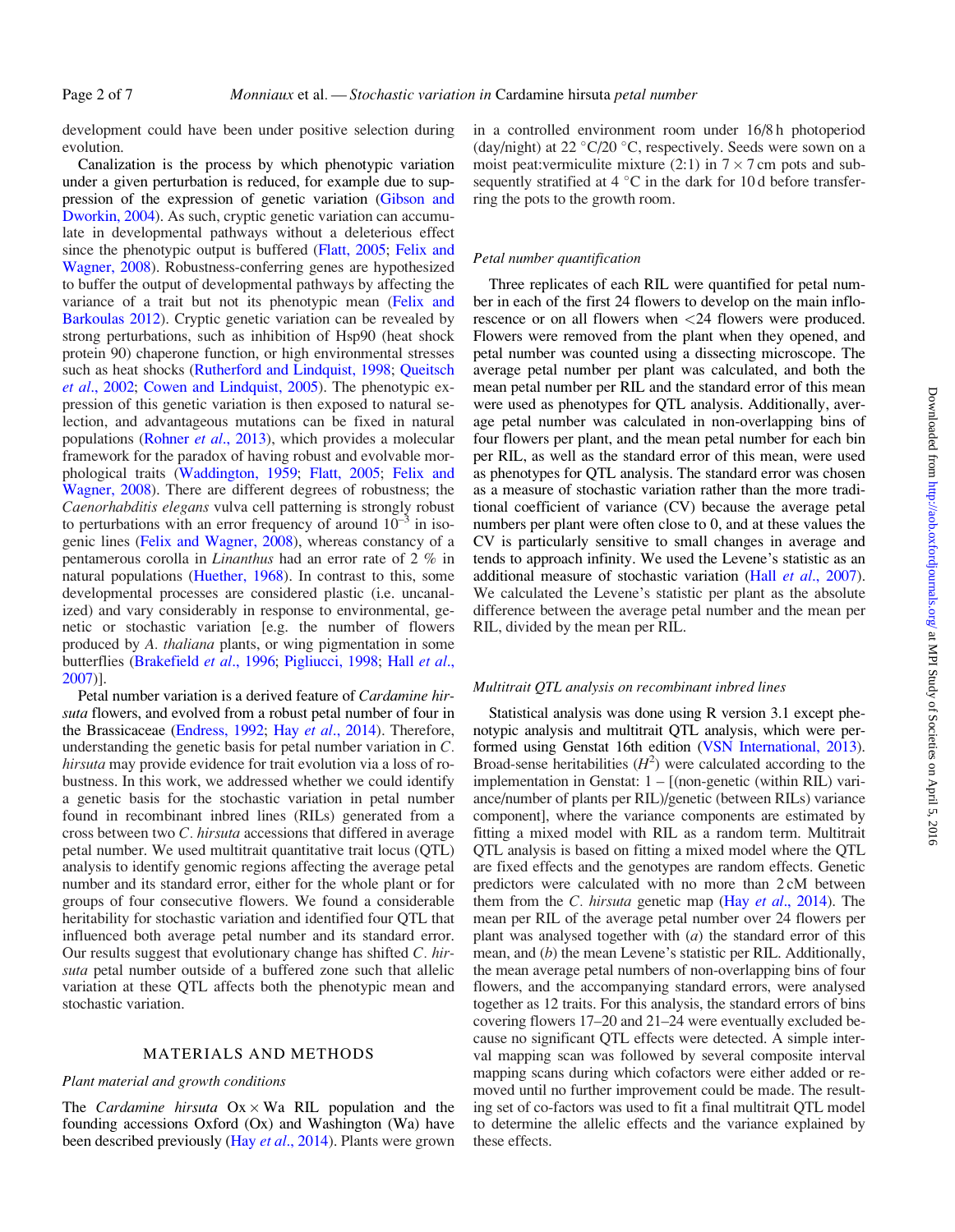development could have been under positive selection during evolution.

Canalization is the process by which phenotypic variation under a given perturbation is reduced, for example due to suppression of the expression of genetic variation (Gibson and Dworkin, 2004). As such, cryptic genetic variation can accumulate in developmental pathways without a deleterious effect since the phenotypic output is buffered (Flatt, 2005; Felix and Wagner, 2008). Robustness-conferring genes are hypothesized to buffer the output of developmental pathways by affecting the variance of a trait but not its phenotypic mean (Felix and Barkoulas 2012). Cryptic genetic variation can be revealed by strong perturbations, such as inhibition of Hsp90 (heat shock protein 90) chaperone function, or high environmental stresses such as heat shocks (Rutherford and Lindquist, 1998; Queitsch *et al.*, 2002; Cowen and Lindquist, 2005). The phenotypic expression of this genetic variation is then exposed to natural selection, and advantageous mutations can be fixed in natural populations (Rohner *et al.*, 2013), which provides a molecular framework for the paradox of having robust and evolvable morphological traits (Waddington, 1959; Flatt, 2005; Felix and Wagner, 2008). There are different degrees of robustness; the *Caenorhabditis elegans* vulva cell patterning is strongly robust to perturbations with an error frequency of around $10^{-3}$ in isogenic lines (Felix and Wagner, 2008), whereas constancy of a pentamerous corolla in *Linanthus* had an error rate of 2 % in natural populations (Huether, 1968). In contrast to this, some developmental processes are considered plastic (i.e. uncanalized) and vary considerably in response to environmental, genetic or stochastic variation [e.g. the number of flowers produced by *A. thaliana* plants, or wing pigmentation in some butterflies (Brakefield *et al.*, 1996; Pigliucci, 1998; Hall *et al.*, 2007)].

Petal number variation is a derived feature of *Cardamine hirsuta* flowers, and evolved from a robust petal number of four in the Brassicaceae (Endress, 1992; Hay *et al.*, 2014). Therefore, understanding the genetic basis for petal number variation in *C. hirsuta* may provide evidence for trait evolution via a loss of robustness. In this work, we addressed whether we could identify a genetic basis for the stochastic variation in petal number found in recombinant inbred lines (RILs) generated from a cross between two *C. hirsuta* accessions that differed in average petal number. We used multitrait quantitative trait locus (QTL) analysis to identify genomic regions affecting the average petal number and its standard error, either for the whole plant or for groups of four consecutive flowers. We found a considerable heritability for stochastic variation and identified four QTL that influenced both average petal number and its standard error. Our results suggest that evolutionary change has shifted *C. hirsuta* petal number outside of a buffered zone such that allelic variation at these QTL affects both the phenotypic mean and stochastic variation.

## MATERIALS AND METHODS

### *Plant material and growth conditions*

The *Cardamine hirsuta* Ox × Wa RIL population and the founding accessions Oxford (Ox) and Washington (Wa) have been described previously (Hay *et al.*, 2014). Plants were grown in a controlled environment room under 16/8 h photoperiod (day/night) at 22 °C/20 °C, respectively. Seeds were sown on a moist peat:vermiculite mixture (2:1) in 7 × 7 cm pots and subsequently stratified at 4 °C in the dark for 10 d before transferring the pots to the growth room.

### *Petal number quantification*

Three replicates of each RIL were quantified for petal number in each of the first 24 flowers to develop on the main inflorescence or on all flowers when <24 flowers were produced. Flowers were removed from the plant when they opened, and petal number was counted using a dissecting microscope. The average petal number per plant was calculated, and both the mean petal number per RIL and the standard error of this mean were used as phenotypes for QTL analysis. Additionally, average petal number was calculated in non-overlapping bins of four flowers per plant, and the mean petal number for each bin per RIL, as well as the standard error of this mean, were used as phenotypes for QTL analysis. The standard error was chosen as a measure of stochastic variation rather than the more traditional coefficient of variance (CV) because the average petal numbers per plant were often close to 0, and at these values the CV is particularly sensitive to small changes in average and tends to approach infinity. We used the Levene's statistic as an additional measure of stochastic variation (Hall *et al.*, 2007). We calculated the Levene's statistic per plant as the absolute difference between the average petal number and the mean per RIL, divided by the mean per RIL.

### *Multitrait QTL analysis on recombinant inbred lines*

Statistical analysis was done using R version 3.1 except phenotypic analysis and multitrait QTL analysis, which were performed using Genstat 16th edition (VSN International, 2013). Broad-sense heritabilities ($H^2$) were calculated according to the implementation in Genstat: 1 – [(non-genetic (within RIL) variance/number of plants per RIL)/genetic (between RILs) variance component], where the variance components are estimated by fitting a mixed model with RIL as a random term. Multitrait QTL analysis is based on fitting a mixed model where the QTL are fixed effects and the genotypes are random effects. Genetic predictors were calculated with no more than 2 cM between them from the *C. hirsuta* genetic map (Hay *et al.*, 2014). The mean per RIL of the average petal number over 24 flowers per plant was analysed together with (*a*) the standard error of this mean, and (*b*) the mean Levene's statistic per RIL. Additionally, the mean average petal numbers of non-overlapping bins of four flowers, and the accompanying standard errors, were analysed together as 12 traits. For this analysis, the standard errors of bins covering flowers 17–20 and 21–24 were eventually excluded because no significant QTL effects were detected. A simple interval mapping scan was followed by several composite interval mapping scans during which cofactors were either added or removed until no further improvement could be made. The resulting set of co-factors was used to fit a final multitrait QTL model to determine the allelic effects and the variance explained by these effects.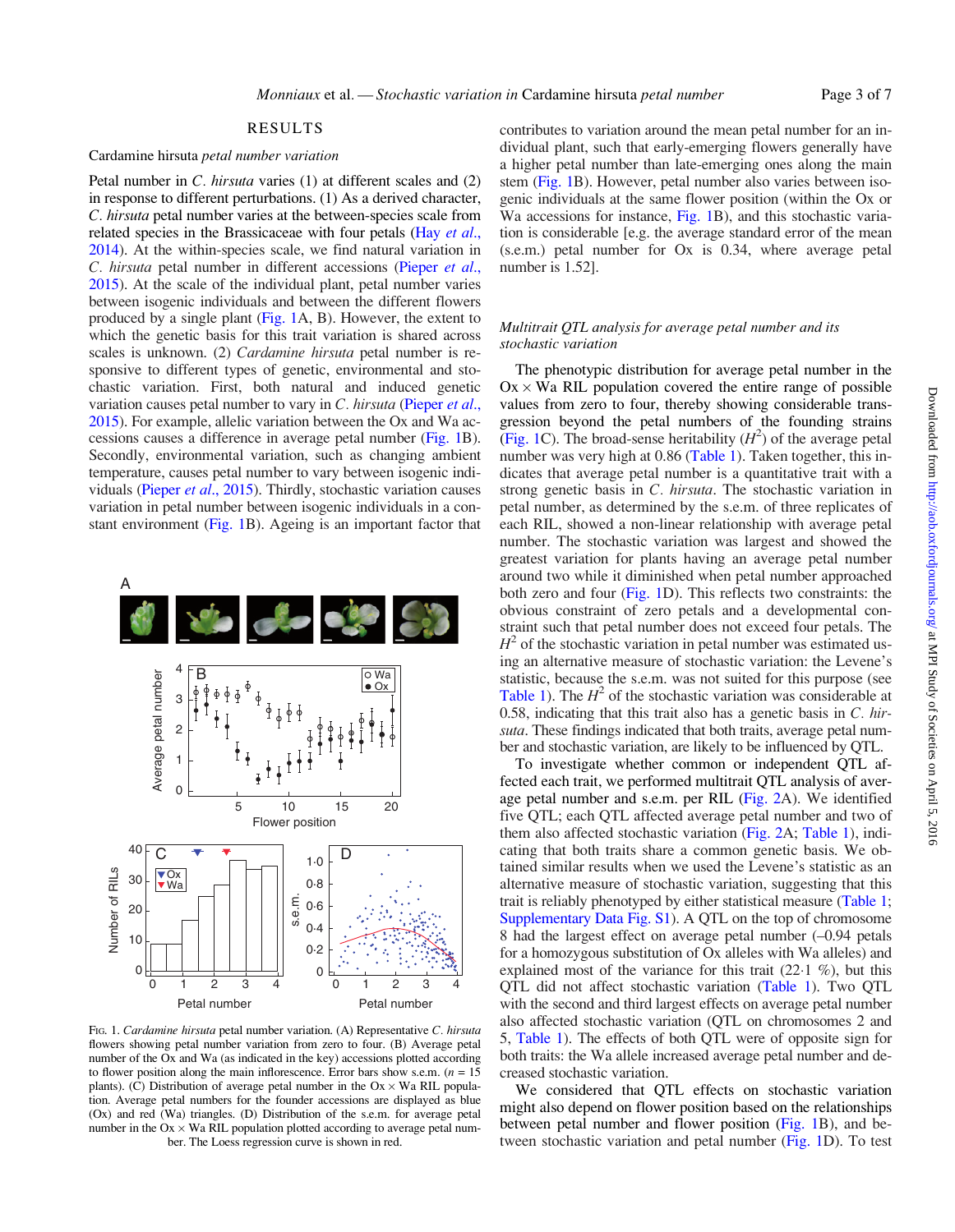## RESULTS

### *Cardamine hirsuta* petal number variation

Petal number in *C. hirsuta* varies (1) at different scales and (2) in response to different perturbations. (1) As a derived character, *C. hirsuta* petal number varies at the between-species scale from related species in the Brassicaceae with four petals (Hay *et al.*, 2014). At the within-species scale, we find natural variation in *C. hirsuta* petal number in different accessions (Pieper *et al.*, 2015). At the scale of the individual plant, petal number varies between isogenic individuals and between the different flowers produced by a single plant (Fig. 1A, B). However, the extent to which the genetic basis for this trait variation is shared across scales is unknown. (2) *Cardamine hirsuta* petal number is responsive to different types of genetic, environmental and stochastic variation. First, both natural and induced genetic variation causes petal number to vary in *C. hirsuta* (Pieper *et al.*, 2015). For example, allelic variation between the Ox and Wa accessions causes a difference in average petal number (Fig. 1B). Secondly, environmental variation, such as changing ambient temperature, causes petal number to vary between isogenic individuals (Pieper *et al.*, 2015). Thirdly, stochastic variation causes variation in petal number between isogenic individuals in a constant environment (Fig. 1B). Ageing is an important factor that contributes to variation around the mean petal number for an individual plant, such that early-emerging flowers generally have a higher petal number than late-emerging ones along the main stem (Fig. 1B). However, petal number also varies between isogenic individuals at the same flower position (within the Ox or Wa accessions for instance, Fig. 1B), and this stochastic variation is considerable [e.g. the average standard error of the mean (s.e.m.) petal number for Ox is 0.34, where average petal number is 1.52].

Fig. 1. *Cardamine hirsuta* petal number variation. (A) Representative *C. hirsuta* flowers showing petal number variation from zero to four. (B) Average petal number of the Ox and Wa (as indicated in the key) accessions plotted according to flower position along the main inflorescence. Error bars show s.e.m. ($n$ = 15 plants). (C) Distribution of average petal number in the Ox × Wa RIL population. Average petal numbers for the founder accessions are displayed as blue (Ox) and red (Wa) triangles. (D) Distribution of the s.e.m. for average petal number in the Ox × Wa RIL population plotted according to average petal number. The Loess regression curve is shown in red.

### *Multitrait QTL analysis for average petal number and its stochastic variation*

The phenotypic distribution for average petal number in the Ox × Wa RIL population covered the entire range of possible values from zero to four, thereby showing considerable transgression beyond the petal numbers of the founding strains (Fig. 1C). The broad-sense heritability ($H^2$) of the average petal number was very high at 0.86 (Table 1). Taken together, this indicates that average petal number is a quantitative trait with a strong genetic basis in *C. hirsuta*. The stochastic variation in petal number, as determined by the s.e.m. of three replicates of each RIL, showed a non-linear relationship with average petal number. The stochastic variation was largest and showed the greatest variation for plants having an average petal number around two while it diminished when petal number approached both zero and four (Fig. 1D). This reflects two constraints: the obvious constraint of zero petals and a developmental constraint such that petal number does not exceed four petals. The $H^2$ of the stochastic variation in petal number was estimated using an alternative measure of stochastic variation: the Levene's statistic, because the s.e.m. was not suited for this purpose (see Table 1). The $H^2$ of the stochastic variation was considerable at 0.58, indicating that this trait also has a genetic basis in *C. hirsuta*. These findings indicated that both traits, average petal number and stochastic variation, are likely to be influenced by QTL.

To investigate whether common or independent QTL affected each trait, we performed multitrait QTL analysis of average petal number and s.e.m. per RIL (Fig. 2A). We identified five QTL; each QTL affected average petal number and two of them also affected stochastic variation (Fig. 2A; Table 1), indicating that both traits share a common genetic basis. We obtained similar results when we used the Levene's statistic as an alternative measure of stochastic variation, suggesting that this trait is reliably phenotyped by either statistical measure (Table 1; Supplementary Data Fig. S1). A QTL on the top of chromosome 8 had the largest effect on average petal number (–0.94 petals for a homozygous substitution of Ox alleles with Wa alleles) and explained most of the variance for this trait (22·1 %), but this QTL did not affect stochastic variation (Table 1). Two QTL with the second and third largest effects on average petal number also affected stochastic variation (QTL on chromosomes 2 and 5, Table 1). The effects of both QTL were of opposite sign for both traits: the Wa allele increased average petal number and decreased stochastic variation.

We considered that QTL effects on stochastic variation might also depend on flower position based on the relationships between petal number and flower position (Fig. 1B), and between stochastic variation and petal number (Fig. 1D). To test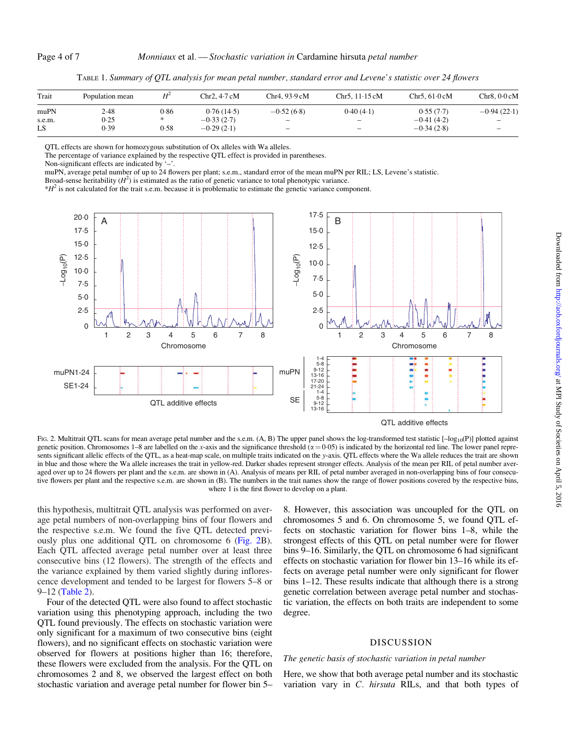TABLE 1. *Summary of QTL analysis for mean petal number, standard error and Levene's statistic over 24 flowers*

| Trait | Population mean | $H^2$ | Chr2, 4·7 cM | Chr4, 93·9 cM | Chr5, 11·15 cM | Chr5, 61·0 cM | Chr8, 0·0 cM |
|---|---|---|---|---|---|---|---|
| muPN | 2·48 | 0·86 | 0·76 (14·5) | −0·52 (6·8) | 0·40 (4·1) | 0·55 (7·7) | −0·94 (22·1) |
| s.e.m. | 0·25 | * | −0·33 (2·7) | – | – | −0·41 (4·2) | – |
| LS | 0·39 | 0·58 | −0·29 (2·1) | – | – | −0·34 (2·8) | – |

QTL effects are shown for homozygous substitution of Ox alleles with Wa alleles.
The percentage of variance explained by the respective QTL effect is provided in parentheses.
Non-significant effects are indicated by '–'.
muPN, average petal number of up to 24 flowers per plant; s.e.m., standard error of the mean muPN per RIL; LS, Levene's statistic.
Broad-sense heritability ($H^2$) is estimated as the ratio of genetic variance to total phenotypic variance.
*$H^2$ is not calculated for the trait s.e.m. because it is problematic to estimate the genetic variance component.

FIG. 2. Multitrait QTL scans for mean average petal number and the s.e.m. (A, B) The upper panel shows the log-transformed test statistic [$-\log_{10}(P)$] plotted against genetic position. Chromosomes 1–8 are labelled on the *x*-axis and the significance threshold ($\alpha = 0.05$) is indicated by the horizontal red line. The lower panel represents significant allelic effects of the QTL, as a heat-map scale, on multiple traits indicated on the *y*-axis. QTL effects where the Wa allele reduces the trait are shown in blue and those where the Wa allele increases the trait in yellow-red. Darker shades represent stronger effects. Analysis of the mean per RIL of petal number averaged over up to 24 flowers per plant and the s.e.m. are shown in (A). Analysis of means per RIL of petal number averaged in non-overlapping bins of four consecutive flowers per plant and the respective s.e.m. are shown in (B). The numbers in the trait names show the range of flower positions covered by the respective bins, where 1 is the first flower to develop on a plant.

this hypothesis, multitrait QTL analysis was performed on average petal numbers of non-overlapping bins of four flowers and the respective s.e.m. We found the five QTL detected previously plus one additional QTL on chromosome 6 (Fig. 2B). Each QTL affected average petal number over at least three consecutive bins (12 flowers). The strength of the effects and the variance explained by them varied slightly during inflorescence development and tended to be largest for flowers 5–8 or 9–12 (Table 2).

Four of the detected QTL were also found to affect stochastic variation using this phenotyping approach, including the two QTL found previously. The effects on stochastic variation were only significant for a maximum of two consecutive bins (eight flowers), and no significant effects on stochastic variation were observed for flowers at positions higher than 16; therefore, these flowers were excluded from the analysis. For the QTL on chromosomes 2 and 8, we observed the largest effect on both stochastic variation and average petal number for flower bin 5–8. However, this association was uncoupled for the QTL on chromosomes 5 and 6. On chromosome 5, we found QTL effects on stochastic variation for flower bins 1–8, while the strongest effects of this QTL on petal number were for flower bins 9–16. Similarly, the QTL on chromosome 6 had significant effects on stochastic variation for flower bin 13–16 while its effects on average petal number were only significant for flower bins 1–12. These results indicate that although there is a strong genetic correlation between average petal number and stochastic variation, the effects on both traits are independent to some degree.

## DISCUSSION

### *The genetic basis of stochastic variation in petal number*

Here, we show that both average petal number and its stochastic variation vary in *C. hirsuta* RILs, and that both types of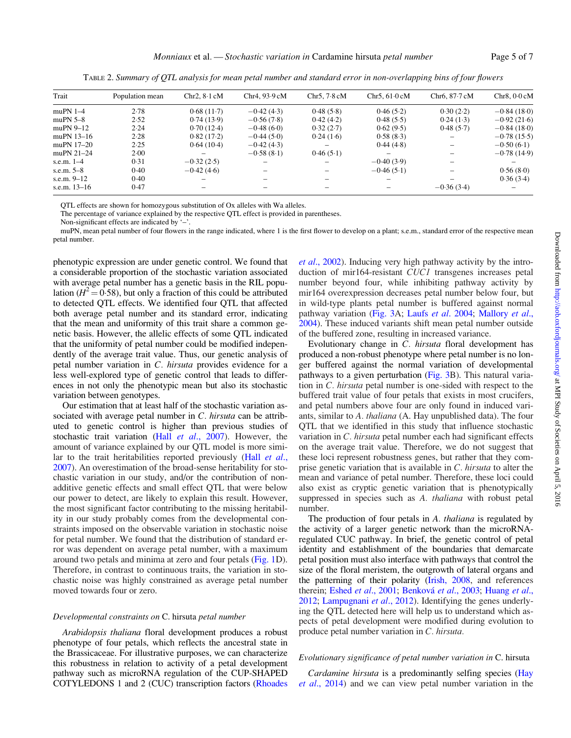TABLE 2. *Summary of QTL analysis for mean petal number and standard error in non-overlapping bins of four flowers*

| Trait | Population mean | Chr2, 8·1 cM | Chr4, 93·9 cM | Chr5, 7·8 cM | Chr5, 61·0 cM | Chr6, 87·7 cM | Chr8, 0·0 cM |
|---|---|---|---|---|---|---|---|
| muPN 1–4 | 2·78 | 0·68 (11·7) | −0·42 (4·3) | 0·48 (5·8) | 0·46 (5·2) | 0·30 (2·2) | −0·84 (18·0) |
| muPN 5–8 | 2·52 | 0·74 (13·9) | −0·56 (7·8) | 0·42 (4·2) | 0·48 (5·5) | 0·24 (1·3) | −0·92 (21·6) |
| muPN 9–12 | 2·24 | 0·70 (12·4) | −0·48 (6·0) | 0·32 (2·7) | 0·62 (9·5) | 0·48 (5·7) | −0·84 (18·0) |
| muPN 13–16 | 2·28 | 0·82 (17·2) | −0·44 (5·0) | 0·24 (1·6) | 0·58 (8·3) | – | −0·78 (15·5) |
| muPN 17–20 | 2·25 | 0·64 (10·4) | −0·42 (4·3) | – | 0·44 (4·8) | – | −0·50 (6·1) |
| muPN 21–24 | 2·00 | – | −0·58 (8·1) | 0·46 (5·1) | – | – | −0·78 (14·9) |
| s.e.m. 1–4 | 0·31 | −0·32 (2·5) | – | – | −0·40 (3·9) | – | – |
| s.e.m. 5–8 | 0·40 | −0·42 (4·6) | – | – | −0·46 (5·1) | – | 0·56 (8·0) |
| s.e.m. 9–12 | 0·40 | – | – | – | – | – | 0·36 (3·4) |
| s.e.m. 13–16 | 0·47 | – | – | – | – | −0·36 (3·4) | – |

QTL effects are shown for homozygous substitution of Ox alleles with Wa alleles.
The percentage of variance explained by the respective QTL effect is provided in parentheses.
Non-significant effects are indicated by '–'.
muPN, mean petal number of four flowers in the range indicated, where 1 is the first flower to develop on a plant; s.e.m., standard error of the respective mean petal number.

phenotypic expression are under genetic control. We found that a considerable proportion of the stochastic variation associated with average petal number has a genetic basis in the RIL population ($H^2 = 0·58$), but only a fraction of this could be attributed to detected QTL effects. We identified four QTL that affected both average petal number and its standard error, indicating that the mean and uniformity of this trait share a common genetic basis. However, the allelic effects of some QTL indicated that the uniformity of petal number could be modified independently of the average trait value. Thus, our genetic analysis of petal number variation in *C. hirsuta* provides evidence for a less well-explored type of genetic control that leads to differences in not only the phenotypic mean but also its stochastic variation between genotypes.

Our estimation that at least half of the stochastic variation associated with average petal number in *C. hirsuta* can be attributed to genetic control is higher than previous studies of stochastic trait variation (Hall *et al.*, 2007). However, the amount of variance explained by our QTL model is more similar to the trait heritabilities reported previously (Hall *et al.*, 2007). An overestimation of the broad-sense heritability for stochastic variation in our study, and/or the contribution of non-additive genetic effects and small effect QTL that were below our power to detect, are likely to explain this result. However, the most significant factor contributing to the missing heritability in our study probably comes from the developmental constraints imposed on the observable variation in stochastic noise for petal number. We found that the distribution of standard error was dependent on average petal number, with a maximum around two petals and minima at zero and four petals (Fig. 1D). Therefore, in contrast to continuous traits, the variation in stochastic noise was highly constrained as average petal number moved towards four or zero.

### *Developmental constraints on* C. hirsuta *petal number*

*Arabidopsis thaliana* floral development produces a robust phenotype of four petals, which reflects the ancestral state in the Brassicaceae. For illustrative purposes, we can characterize this robustness in relation to activity of a petal development pathway such as microRNA regulation of the CUP-SHAPED COTYLEDONS 1 and 2 (CUC) transcription factors (Rhoades *et al.*, 2002). Inducing very high pathway activity by the introduction of mir164-resistant *CUC1* transgenes increases petal number beyond four, while inhibiting pathway activity by mir164 overexpression decreases petal number below four, but in wild-type plants petal number is buffered against normal pathway variation (Fig. 3A; Laufs *et al.* 2004; Mallory *et al.*, 2004). These induced variants shift mean petal number outside of the buffered zone, resulting in increased variance.

Evolutionary change in *C. hirsuta* floral development has produced a non-robust phenotype where petal number is no longer buffered against the normal variation of developmental pathways to a given perturbation (Fig. 3B). This natural variation in *C. hirsuta* petal number is one-sided with respect to the buffered trait value of four petals that exists in most crucifers, and petal numbers above four are only found in induced variants, similar to *A. thaliana* (A. Hay unpublished data). The four QTL that we identified in this study that influence stochastic variation in *C. hirsuta* petal number each had significant effects on the average trait value. Therefore, we do not suggest that these loci represent robustness genes, but rather that they comprise genetic variation that is available in *C. hirsuta* to alter the mean and variance of petal number. Therefore, these loci could also exist as cryptic genetic variation that is phenotypically suppressed in species such as *A. thaliana* with robust petal number.

The production of four petals in *A. thaliana* is regulated by the activity of a larger genetic network than the microRNA-regulated CUC pathway. In brief, the genetic control of petal identity and establishment of the boundaries that demarcate petal position must also interface with pathways that control the size of the floral meristem, the outgrowth of lateral organs and the patterning of their polarity (Irish, 2008, and references therein; Eshed *et al.*, 2001; Benková *et al.*, 2003; Huang *et al.*, 2012; Lampugnani *et al.*, 2012). Identifying the genes underlying the QTL detected here will help us to understand which aspects of petal development were modified during evolution to produce petal number variation in *C. hirsuta*.

### *Evolutionary significance of petal number variation in* C. hirsuta

*Cardamine hirsuta* is a predominantly selfing species (Hay *et al.*, 2014) and we can view petal number variation in the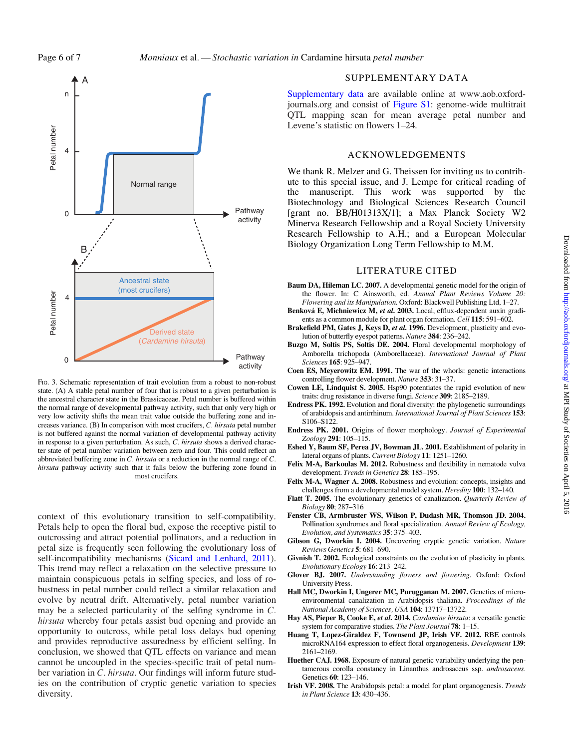Fig. 3. Schematic representation of trait evolution from a robust to non-robust state. (A) A stable petal number of four that is robust to a given perturbation is the ancestral character state in the Brassicaceae. Petal number is buffered within the normal range of developmental pathway activity, such that only very high or very low activity shifts the mean trait value outside the buffering zone and increases variance. (B) In comparison with most crucifers, *C. hirsuta* petal number is not buffered against the normal variation of developmental pathway activity in response to a given perturbation. As such, *C. hirsuta* shows a derived character state of petal number variation between zero and four. This could reflect an abbreviated buffering zone in *C. hirsuta* or a reduction in the normal range of *C. hirsuta* pathway activity such that it falls below the buffering zone found in most crucifers.

context of this evolutionary transition to self-compatibility. Petals help to open the floral bud, expose the receptive pistil to outcrossing and attract potential pollinators, and a reduction in petal size is frequently seen following the evolutionary loss of self-incompatibility mechanisms (Sicard and Lenhard, 2011). This trend may reflect a relaxation on the selective pressure to maintain conspicuous petals in selfing species, and loss of robustness in petal number could reflect a similar relaxation and evolve by neutral drift. Alternatively, petal number variation may be a selected particularity of the selfing syndrome in *C. hirsuta* whereby four petals assist bud opening and provide an opportunity to outcross, while petal loss delays bud opening and provides reproductive assuredness by efficient selfing. In conclusion, we showed that QTL effects on variance and mean cannot be uncoupled in the species-specific trait of petal number variation in *C. hirsuta*. Our findings will inform future studies on the contribution of cryptic genetic variation to species diversity.

## SUPPLEMENTARY DATA

Supplementary data are available online at www.aob.oxfordjournals.org and consist of Figure S1: genome-wide multitrait QTL mapping scan for mean average petal number and Levene's statistic on flowers 1–24.

## ACKNOWLEDGEMENTS

We thank R. Melzer and G. Theissen for inviting us to contribute to this special issue, and J. Lempe for critical reading of the manuscript. This work was supported by the Biotechnology and Biological Sciences Research Council [grant no. BB/H01313X/1]; a Max Planck Society W2 Minerva Research Fellowship and a Royal Society University Research Fellowship to A.H.; and a European Molecular Biology Organization Long Term Fellowship to M.M.

## LITERATURE CITED

**Baum DA, Hileman LC. 2007.** A developmental genetic model for the origin of the flower. In: C Ainsworth, ed. *Annual Plant Reviews Volume 20: Flowering and its Manipulation*. Oxford: Blackwell Publishing Ltd, 1–27.

**Benková E, Michniewicz M, *et al.* 2003.** Local, efflux-dependent auxin gradients as a common module for plant organ formation. *Cell* **115**: 591–602.

**Brakefield PM, Gates J, Keys D, *et al.* 1996.** Development, plasticity and evolution of butterfly eyespot patterns. *Nature* **384**: 236–242.

**Buzgo M, Soltis PS, Soltis DE. 2004.** Floral developmental morphology of Amborella trichopoda (Amborellaceae). *International Journal of Plant Sciences* **165**: 925–947.

**Coen ES, Meyerowitz EM. 1991.** The war of the whorls: genetic interactions controlling flower development. *Nature* **353**: 31–37.

**Cowen LE, Lindquist S. 2005.** Hsp90 potentiates the rapid evolution of new traits: drug resistance in diverse fungi. *Science* **309**: 2185–2189.

**Endress PK. 1992.** Evolution and floral diversity: the phylogenetic surroundings of arabidopsis and antirrhinum. *International Journal of Plant Sciences* **153**: S106–S122.

**Endress PK. 2001.** Origins of flower morphology. *Journal of Experimental Zoology* **291**: 105–115.

**Eshed Y, Baum SF, Perea JV, Bowman JL. 2001.** Establishment of polarity in lateral organs of plants. *Current Biology* **11**: 1251–1260.

**Felix M-A, Barkoulas M. 2012.** Robustness and flexibility in nematode vulva development. *Trends in Genetics* **28**: 185–195.

**Felix M-A, Wagner A. 2008.** Robustness and evolution: concepts, insights and challenges from a developmental model system. *Heredity* **100**: 132–140.

**Flatt T. 2005.** The evolutionary genetics of canalization. *Quarterly Review of Biology* **80**: 287–316

**Fenster CB, Armbruster WS, Wilson P, Dudash MR, Thomson JD. 2004.** Pollination syndromes and floral specialization. *Annual Review of Ecology, Evolution, and Systematics* **35**: 375–403.

**Gibson G, Dworkin I. 2004.** Uncovering cryptic genetic variation. *Nature Reviews Genetics* **5**: 681–690.

**Givnish T. 2002.** Ecological constraints on the evolution of plasticity in plants. *Evolutionary Ecology* **16**: 213–242.

**Glover BJ. 2007.** *Understanding flowers and flowering*. Oxford: Oxford University Press.

**Hall MC, Dworkin I, Ungerer MC, Purugganan M. 2007.** Genetics of microenvironmental canalization in Arabidopsis thaliana. *Proceedings of the National Academy of Sciences, USA* **104**: 13717–13722.

**Hay AS, Pieper B, Cooke E, *et al.* 2014.** *Cardamine hirsuta*: a versatile genetic system for comparative studies. *The Plant Journal* **78**: 1–15.

**Huang T, Lopez-Giraldez F, Townsend JP, Irish VF. 2012.** RBE controls microRNA164 expression to effect floral organogenesis. *Development* **139**: 2161–2169.

**Huether CAJ. 1968.** Exposure of natural genetic variability underlying the pentamerous corolla constancy in Linanthus androsaceus ssp. *androsaceus*. Genetics **60**: 123–146.

**Irish VF. 2008.** The Arabidopsis petal: a model for plant organogenesis. *Trends in Plant Science* **13**: 430–436.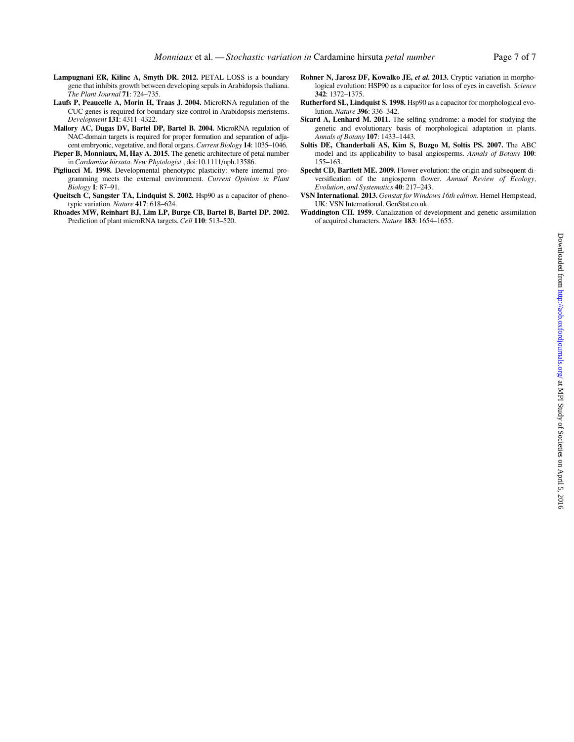**Lampugnani ER, Kilinc A, Smyth DR. 2012.** PETAL LOSS is a boundary gene that inhibits growth between developing sepals in Arabidopsis thaliana. *The Plant Journal* **71**: 724–735.

**Laufs P, Peaucelle A, Morin H, Traas J. 2004.** MicroRNA regulation of the CUC genes is required for boundary size control in Arabidopsis meristems. *Development* **131**: 4311–4322.

**Mallory AC, Dugas DV, Bartel DP, Bartel B. 2004.** MicroRNA regulation of NAC-domain targets is required for proper formation and separation of adjacent embryonic, vegetative, and floral organs. *Current Biology* **14**: 1035–1046.

**Pieper B, Monniaux, M, Hay A. 2015.** The genetic architecture of petal number in *Cardamine hirsuta*. *New Phytologist* , doi:10.1111/nph.13586.

**Pigliucci M. 1998.** Developmental phenotypic plasticity: where internal programming meets the external environment. *Current Opinion in Plant Biology* **1**: 87–91.

**Queitsch C, Sangster TA, Lindquist S. 2002.** Hsp90 as a capacitor of phenotypic variation. *Nature* **417**: 618–624.

**Rhoades MW, Reinhart BJ, Lim LP, Burge CB, Bartel B, Bartel DP. 2002.** Prediction of plant microRNA targets. *Cell* **110**: 513–520.

**Rohner N, Jarosz DF, Kowalko JE, *et al.* 2013.** Cryptic variation in morphological evolution: HSP90 as a capacitor for loss of eyes in cavefish. *Science* **342**: 1372–1375.

**Rutherford SL, Lindquist S. 1998.** Hsp90 as a capacitor for morphological evolution. *Nature* **396**: 336–342.

**Sicard A, Lenhard M. 2011.** The selfing syndrome: a model for studying the genetic and evolutionary basis of morphological adaptation in plants. *Annals of Botany* **107**: 1433–1443.

**Soltis DE, Chanderbali AS, Kim S, Buzgo M, Soltis PS. 2007.** The ABC model and its applicability to basal angiosperms. *Annals of Botany* **100**: 155–163.

**Specht CD, Bartlett ME. 2009.** Flower evolution: the origin and subsequent diversification of the angiosperm flower. *Annual Review of Ecology, Evolution, and Systematics* **40**: 217–243.

**VSN International. 2013.** *Genstat for Windows 16th edition*. Hemel Hempstead, UK: VSN International. GenStat.co.uk.

**Waddington CH. 1959.** Canalization of development and genetic assimilation of acquired characters. *Nature* **183**: 1654–1655.